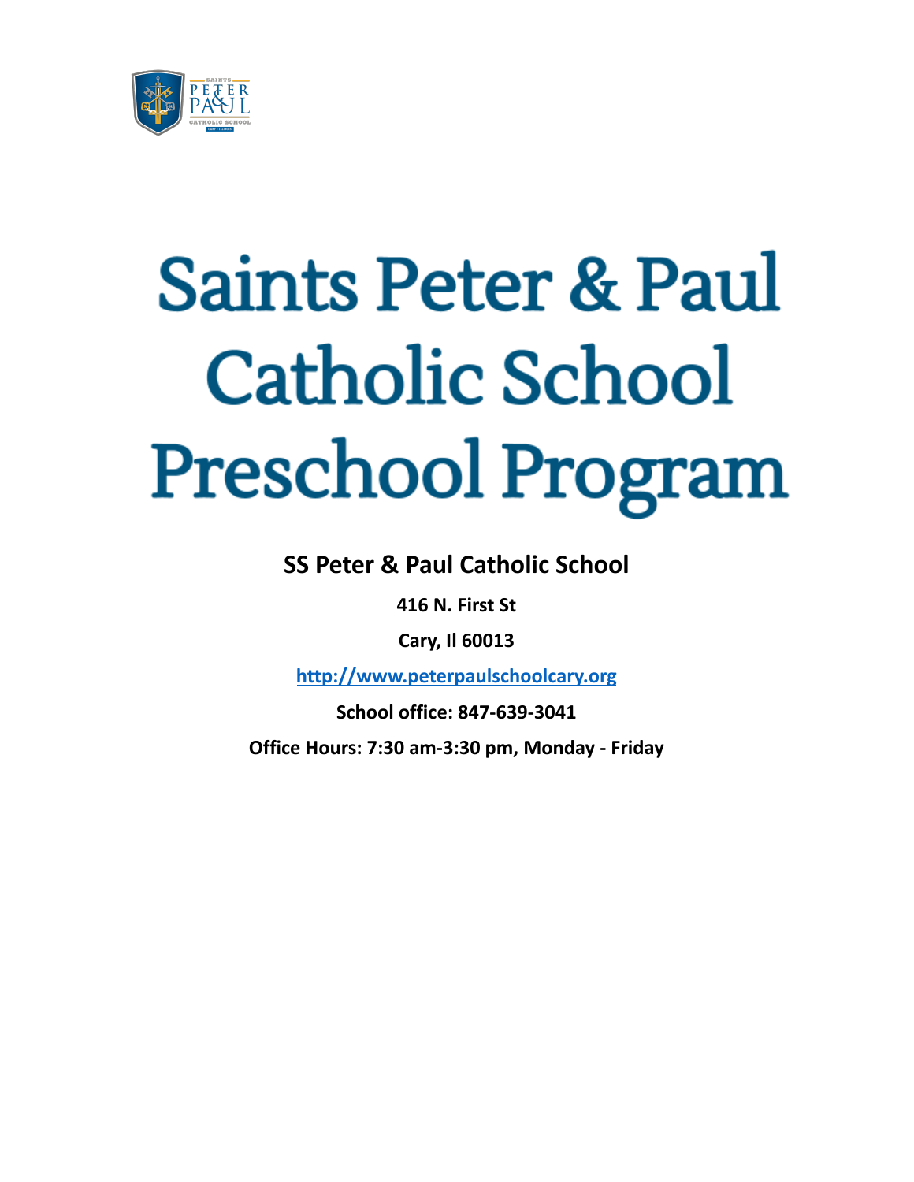# Saints Peter & Paul Catholic School Preschool Program

**SS Peter & Paul Catholic School**

**416 N. First St**

**Cary, Il 60013**

**http://www.peterpaulschoolcary.org**

**School office: 847-639-3041**

**Office Hours: 7:30 am-3:30 pm, Monday - Friday**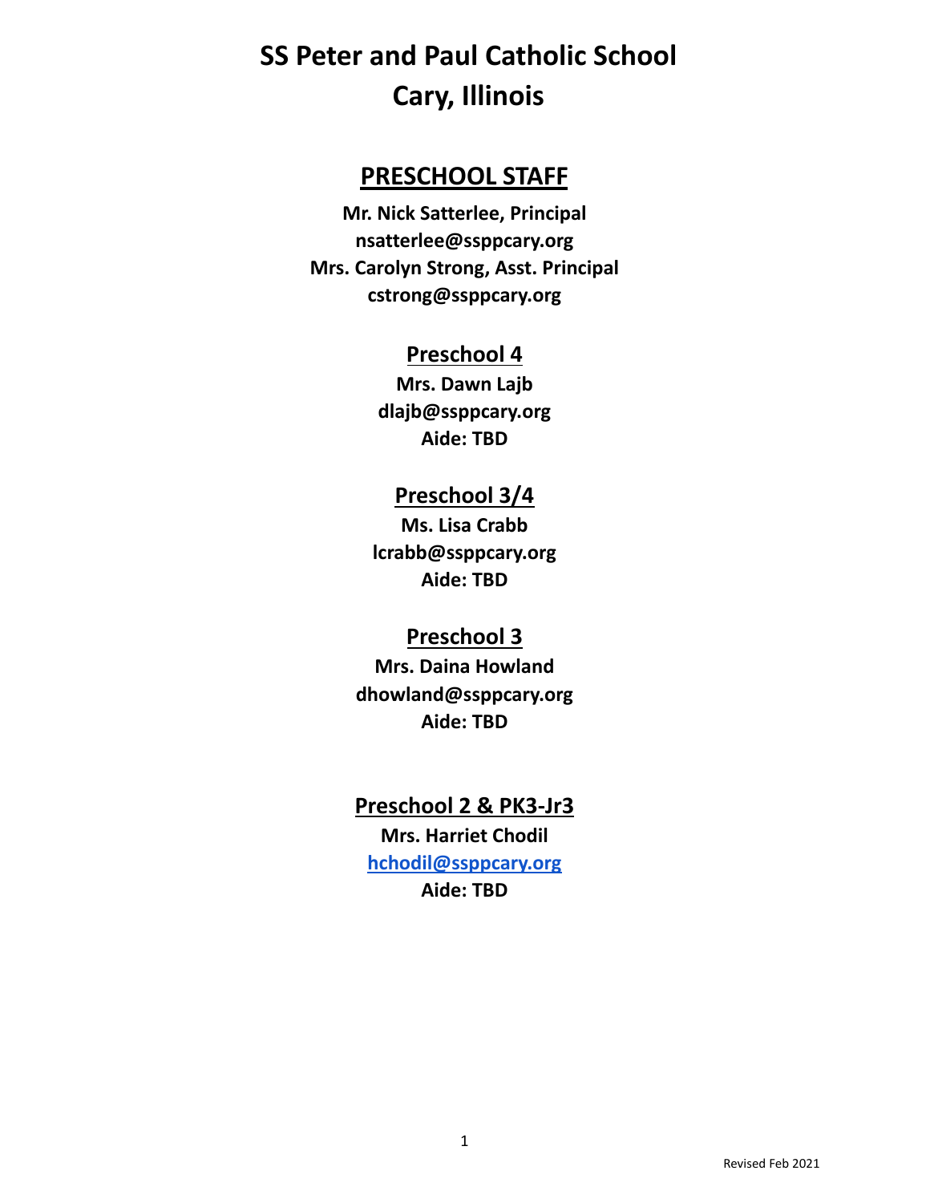# SS Peter and Paul Catholic School
# Cary, Illinois

## PRESCHOOL STAFF

**Mr. Nick Satterlee, Principal**
**nsatterlee@ssppcary.org**
**Mrs. Carolyn Strong, Asst. Principal**
**cstrong@ssppcary.org**

### Preschool 4

**Mrs. Dawn Lajb**
**dlajb@ssppcary.org**
**Aide: TBD**

### Preschool 3/4

**Ms. Lisa Crabb**
**lcrabb@ssppcary.org**
**Aide: TBD**

### Preschool 3

**Mrs. Daina Howland**
**dhowland@ssppcary.org**
**Aide: TBD**

### Preschool 2 & PK3-Jr3

**Mrs. Harriet Chodil**
**hchodil@ssppcary.org**
**Aide: TBD**

Revised Feb 2021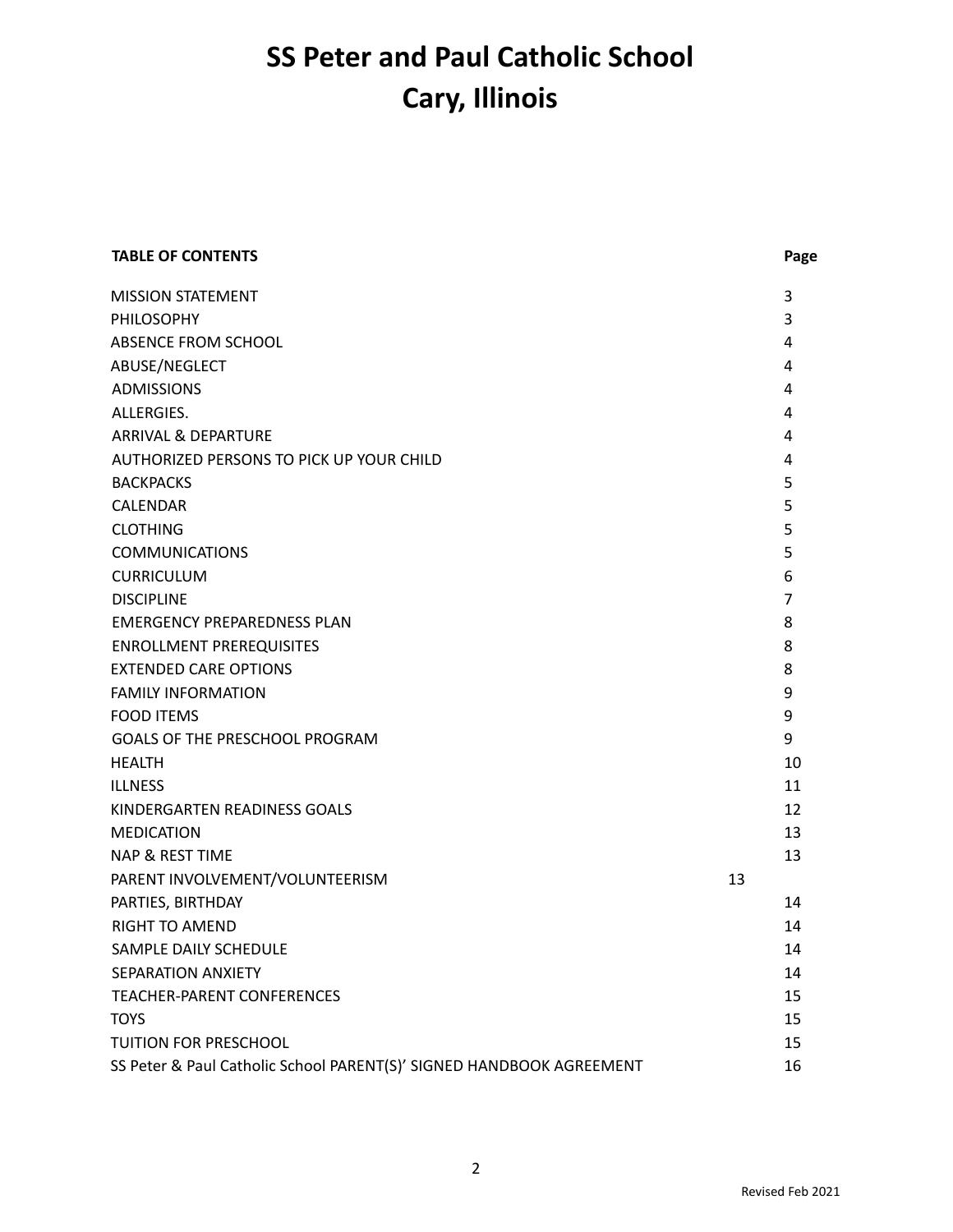# SS Peter and Paul Catholic School
# Cary, Illinois

| TABLE OF CONTENTS | Page |
|---|---|
| MISSION STATEMENT | 3 |
| PHILOSOPHY | 3 |
| ABSENCE FROM SCHOOL | 4 |
| ABUSE/NEGLECT | 4 |
| ADMISSIONS | 4 |
| ALLERGIES. | 4 |
| ARRIVAL & DEPARTURE | 4 |
| AUTHORIZED PERSONS TO PICK UP YOUR CHILD | 4 |
| BACKPACKS | 5 |
| CALENDAR | 5 |
| CLOTHING | 5 |
| COMMUNICATIONS | 5 |
| CURRICULUM | 6 |
| DISCIPLINE | 7 |
| EMERGENCY PREPAREDNESS PLAN | 8 |
| ENROLLMENT PREREQUISITES | 8 |
| EXTENDED CARE OPTIONS | 8 |
| FAMILY INFORMATION | 9 |
| FOOD ITEMS | 9 |
| GOALS OF THE PRESCHOOL PROGRAM | 9 |
| HEALTH | 10 |
| ILLNESS | 11 |
| KINDERGARTEN READINESS GOALS | 12 |
| MEDICATION | 13 |
| NAP & REST TIME | 13 |
| PARENT INVOLVEMENT/VOLUNTEERISM | 13 |
| PARTIES, BIRTHDAY | 14 |
| RIGHT TO AMEND | 14 |
| SAMPLE DAILY SCHEDULE | 14 |
| SEPARATION ANXIETY | 14 |
| TEACHER-PARENT CONFERENCES | 15 |
| TOYS | 15 |
| TUITION FOR PRESCHOOL | 15 |
| SS Peter & Paul Catholic School PARENT(S)' SIGNED HANDBOOK AGREEMENT | 16 |

Revised Feb 2021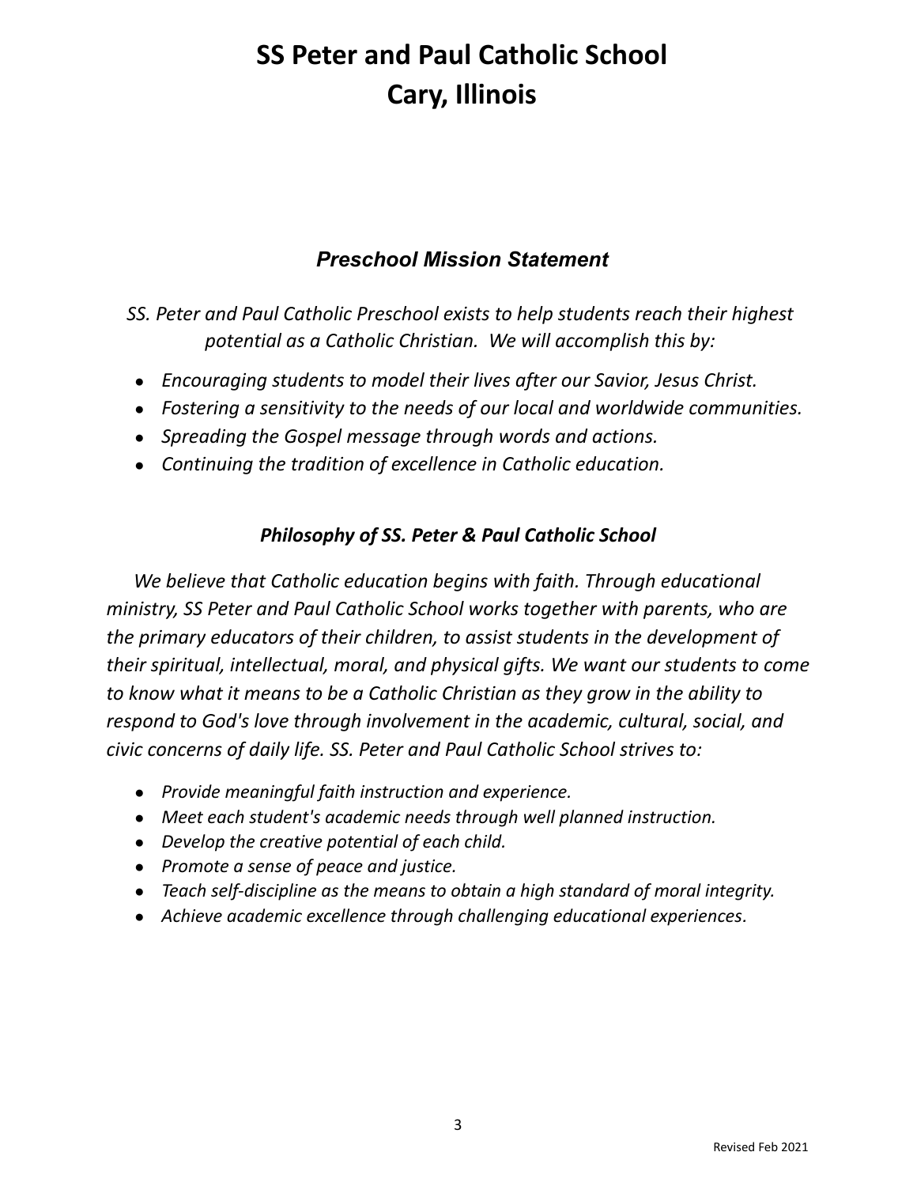# SS Peter and Paul Catholic School
# Cary, Illinois

## *Preschool Mission Statement*

*SS. Peter and Paul Catholic Preschool exists to help students reach their highest potential as a Catholic Christian. We will accomplish this by:*

- *Encouraging students to model their lives after our Savior, Jesus Christ.*
- *Fostering a sensitivity to the needs of our local and worldwide communities.*
- *Spreading the Gospel message through words and actions.*
- *Continuing the tradition of excellence in Catholic education.*

### *Philosophy of SS. Peter & Paul Catholic School*

*We believe that Catholic education begins with faith. Through educational ministry, SS Peter and Paul Catholic School works together with parents, who are the primary educators of their children, to assist students in the development of their spiritual, intellectual, moral, and physical gifts. We want our students to come to know what it means to be a Catholic Christian as they grow in the ability to respond to God's love through involvement in the academic, cultural, social, and civic concerns of daily life. SS. Peter and Paul Catholic School strives to:*

- *Provide meaningful faith instruction and experience.*
- *Meet each student's academic needs through well planned instruction.*
- *Develop the creative potential of each child.*
- *Promote a sense of peace and justice.*
- *Teach self-discipline as the means to obtain a high standard of moral integrity.*
- *Achieve academic excellence through challenging educational experiences.*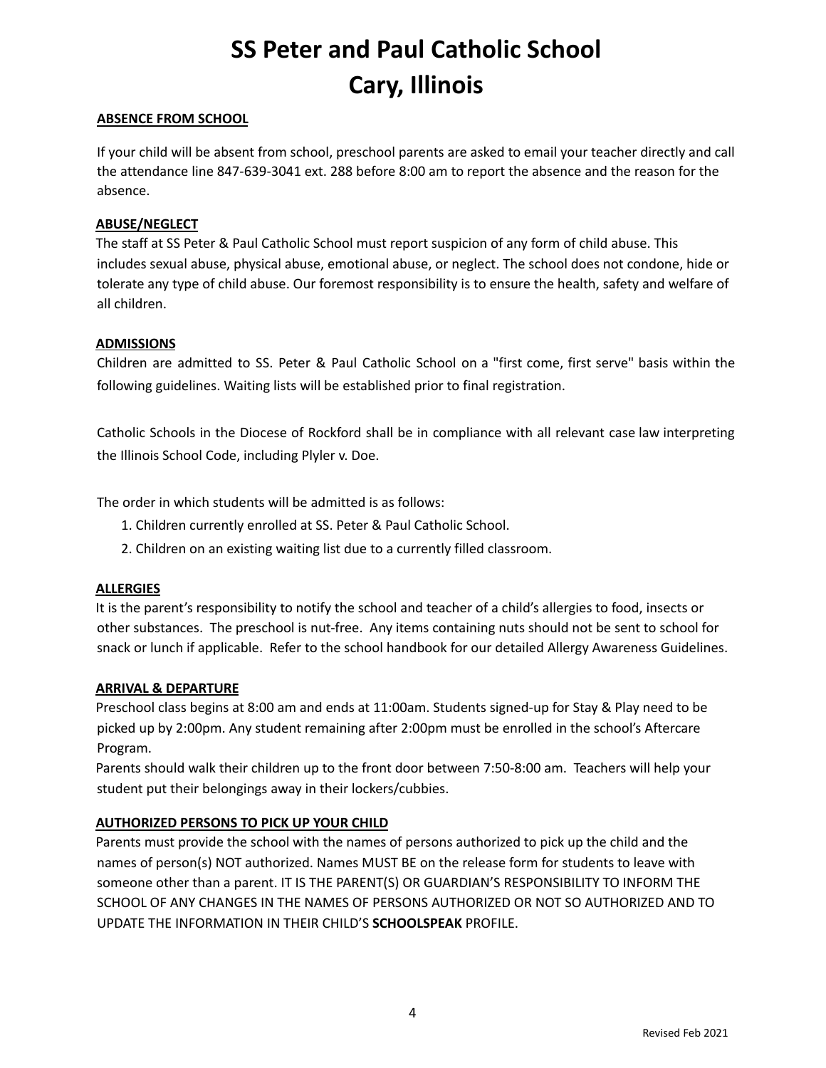# SS Peter and Paul Catholic School
# Cary, Illinois

**ABSENCE FROM SCHOOL**

If your child will be absent from school, preschool parents are asked to email your teacher directly and call the attendance line 847-639-3041 ext. 288 before 8:00 am to report the absence and the reason for the absence.

**ABUSE/NEGLECT**

The staff at SS Peter & Paul Catholic School must report suspicion of any form of child abuse. This includes sexual abuse, physical abuse, emotional abuse, or neglect. The school does not condone, hide or tolerate any type of child abuse. Our foremost responsibility is to ensure the health, safety and welfare of all children.

**ADMISSIONS**

Children are admitted to SS. Peter & Paul Catholic School on a "first come, first serve" basis within the following guidelines. Waiting lists will be established prior to final registration.

Catholic Schools in the Diocese of Rockford shall be in compliance with all relevant case law interpreting the Illinois School Code, including Plyler v. Doe.

The order in which students will be admitted is as follows:

1. Children currently enrolled at SS. Peter & Paul Catholic School.
2. Children on an existing waiting list due to a currently filled classroom.

**ALLERGIES**

It is the parent's responsibility to notify the school and teacher of a child's allergies to food, insects or other substances. The preschool is nut-free. Any items containing nuts should not be sent to school for snack or lunch if applicable. Refer to the school handbook for our detailed Allergy Awareness Guidelines.

**ARRIVAL & DEPARTURE**

Preschool class begins at 8:00 am and ends at 11:00am. Students signed-up for Stay & Play need to be picked up by 2:00pm. Any student remaining after 2:00pm must be enrolled in the school's Aftercare Program.

Parents should walk their children up to the front door between 7:50-8:00 am. Teachers will help your student put their belongings away in their lockers/cubbies.

**AUTHORIZED PERSONS TO PICK UP YOUR CHILD**

Parents must provide the school with the names of persons authorized to pick up the child and the names of person(s) NOT authorized. Names MUST BE on the release form for students to leave with someone other than a parent. IT IS THE PARENT(S) OR GUARDIAN'S RESPONSIBILITY TO INFORM THE SCHOOL OF ANY CHANGES IN THE NAMES OF PERSONS AUTHORIZED OR NOT SO AUTHORIZED AND TO UPDATE THE INFORMATION IN THEIR CHILD'S **SCHOOLSPEAK** PROFILE.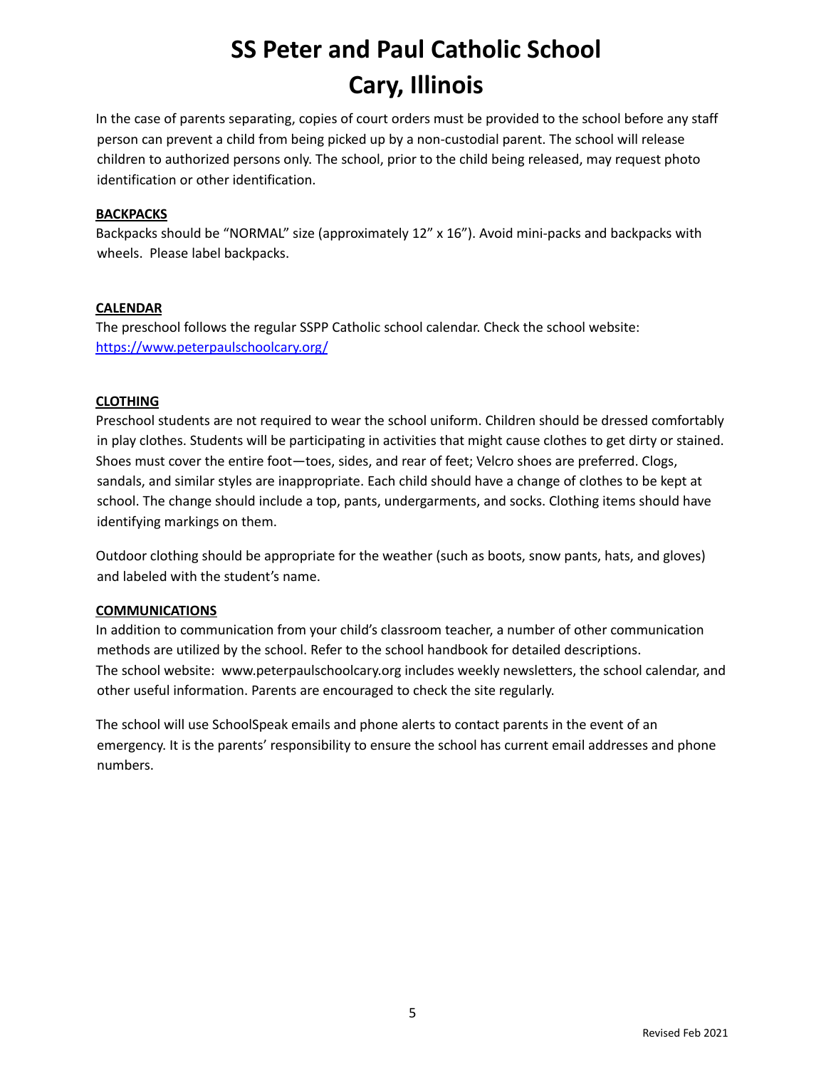In the case of parents separating, copies of court orders must be provided to the school before any staff person can prevent a child from being picked up by a non-custodial parent. The school will release children to authorized persons only. The school, prior to the child being released, may request photo identification or other identification.

**BACKPACKS**

Backpacks should be "NORMAL" size (approximately 12" x 16"). Avoid mini-packs and backpacks with wheels. Please label backpacks.

**CALENDAR**

The preschool follows the regular SSPP Catholic school calendar. Check the school website: [https://www.peterpaulschoolcary.org/](https://www.peterpaulschoolcary.org/)

**CLOTHING**

Preschool students are not required to wear the school uniform. Children should be dressed comfortably in play clothes. Students will be participating in activities that might cause clothes to get dirty or stained. Shoes must cover the entire foot—toes, sides, and rear of feet; Velcro shoes are preferred. Clogs, sandals, and similar styles are inappropriate. Each child should have a change of clothes to be kept at school. The change should include a top, pants, undergarments, and socks. Clothing items should have identifying markings on them.

Outdoor clothing should be appropriate for the weather (such as boots, snow pants, hats, and gloves) and labeled with the student's name.

**COMMUNICATIONS**

In addition to communication from your child's classroom teacher, a number of other communication methods are utilized by the school. Refer to the school handbook for detailed descriptions. The school website: www.peterpaulschoolcary.org includes weekly newsletters, the school calendar, and other useful information. Parents are encouraged to check the site regularly.

The school will use SchoolSpeak emails and phone alerts to contact parents in the event of an emergency. It is the parents' responsibility to ensure the school has current email addresses and phone numbers.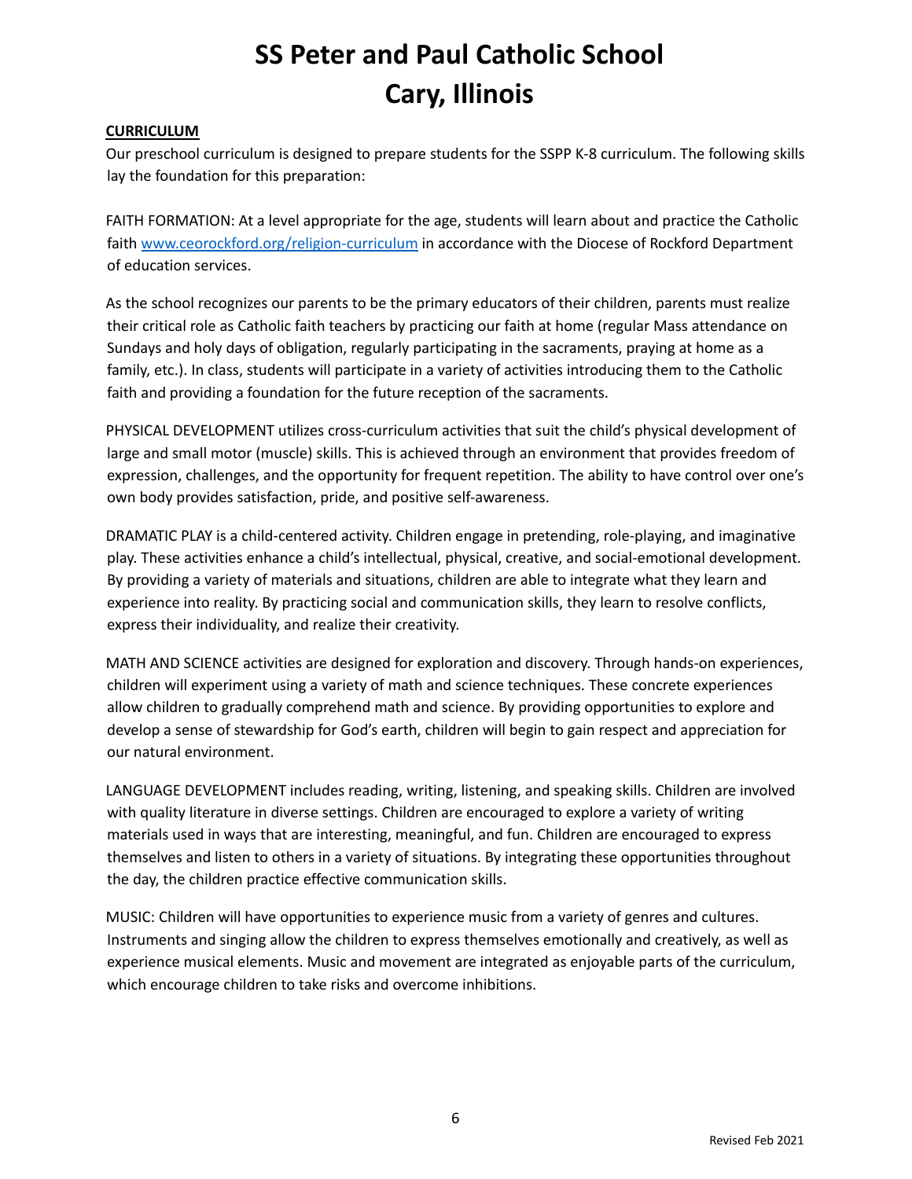# SS Peter and Paul Catholic School
# Cary, Illinois

**CURRICULUM**

Our preschool curriculum is designed to prepare students for the SSPP K-8 curriculum. The following skills lay the foundation for this preparation:

FAITH FORMATION: At a level appropriate for the age, students will learn about and practice the Catholic faith [www.ceorockford.org/religion-curriculum](http://www.ceorockford.org/religion-curriculum) in accordance with the Diocese of Rockford Department of education services.

As the school recognizes our parents to be the primary educators of their children, parents must realize their critical role as Catholic faith teachers by practicing our faith at home (regular Mass attendance on Sundays and holy days of obligation, regularly participating in the sacraments, praying at home as a family, etc.). In class, students will participate in a variety of activities introducing them to the Catholic faith and providing a foundation for the future reception of the sacraments.

PHYSICAL DEVELOPMENT utilizes cross-curriculum activities that suit the child's physical development of large and small motor (muscle) skills. This is achieved through an environment that provides freedom of expression, challenges, and the opportunity for frequent repetition. The ability to have control over one's own body provides satisfaction, pride, and positive self-awareness.

DRAMATIC PLAY is a child-centered activity. Children engage in pretending, role-playing, and imaginative play. These activities enhance a child's intellectual, physical, creative, and social-emotional development. By providing a variety of materials and situations, children are able to integrate what they learn and experience into reality. By practicing social and communication skills, they learn to resolve conflicts, express their individuality, and realize their creativity.

MATH AND SCIENCE activities are designed for exploration and discovery. Through hands-on experiences, children will experiment using a variety of math and science techniques. These concrete experiences allow children to gradually comprehend math and science. By providing opportunities to explore and develop a sense of stewardship for God's earth, children will begin to gain respect and appreciation for our natural environment.

LANGUAGE DEVELOPMENT includes reading, writing, listening, and speaking skills. Children are involved with quality literature in diverse settings. Children are encouraged to explore a variety of writing materials used in ways that are interesting, meaningful, and fun. Children are encouraged to express themselves and listen to others in a variety of situations. By integrating these opportunities throughout the day, the children practice effective communication skills.

MUSIC: Children will have opportunities to experience music from a variety of genres and cultures. Instruments and singing allow the children to express themselves emotionally and creatively, as well as experience musical elements. Music and movement are integrated as enjoyable parts of the curriculum, which encourage children to take risks and overcome inhibitions.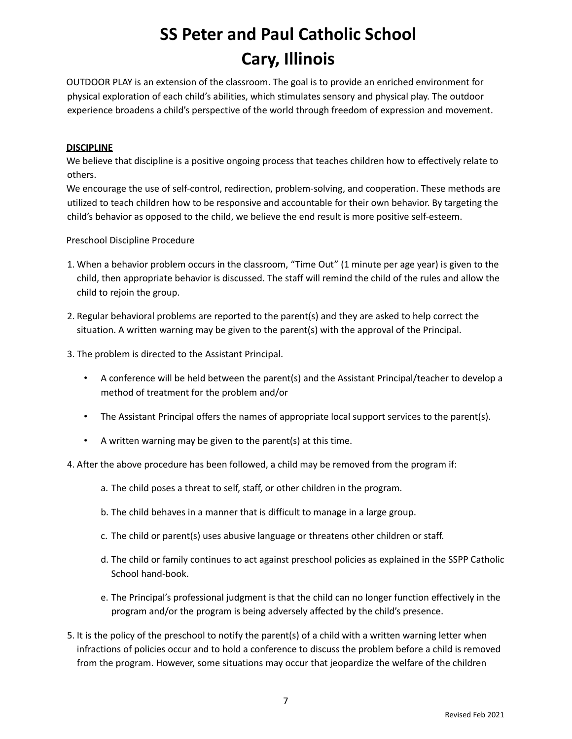# SS Peter and Paul Catholic School
# Cary, Illinois

OUTDOOR PLAY is an extension of the classroom. The goal is to provide an enriched environment for physical exploration of each child's abilities, which stimulates sensory and physical play. The outdoor experience broadens a child's perspective of the world through freedom of expression and movement.

**DISCIPLINE**

We believe that discipline is a positive ongoing process that teaches children how to effectively relate to others.

We encourage the use of self-control, redirection, problem-solving, and cooperation. These methods are utilized to teach children how to be responsive and accountable for their own behavior. By targeting the child's behavior as opposed to the child, we believe the end result is more positive self-esteem.

Preschool Discipline Procedure

1. When a behavior problem occurs in the classroom, "Time Out" (1 minute per age year) is given to the child, then appropriate behavior is discussed. The staff will remind the child of the rules and allow the child to rejoin the group.
2. Regular behavioral problems are reported to the parent(s) and they are asked to help correct the situation. A written warning may be given to the parent(s) with the approval of the Principal.
3. The problem is directed to the Assistant Principal.
   - A conference will be held between the parent(s) and the Assistant Principal/teacher to develop a method of treatment for the problem and/or
   - The Assistant Principal offers the names of appropriate local support services to the parent(s).
   - A written warning may be given to the parent(s) at this time.
4. After the above procedure has been followed, a child may be removed from the program if:
   a. The child poses a threat to self, staff, or other children in the program.
   b. The child behaves in a manner that is difficult to manage in a large group.
   c. The child or parent(s) uses abusive language or threatens other children or staff.
   d. The child or family continues to act against preschool policies as explained in the SSPP Catholic School hand-book.
   e. The Principal's professional judgment is that the child can no longer function effectively in the program and/or the program is being adversely affected by the child's presence.
5. It is the policy of the preschool to notify the parent(s) of a child with a written warning letter when infractions of policies occur and to hold a conference to discuss the problem before a child is removed from the program. However, some situations may occur that jeopardize the welfare of the children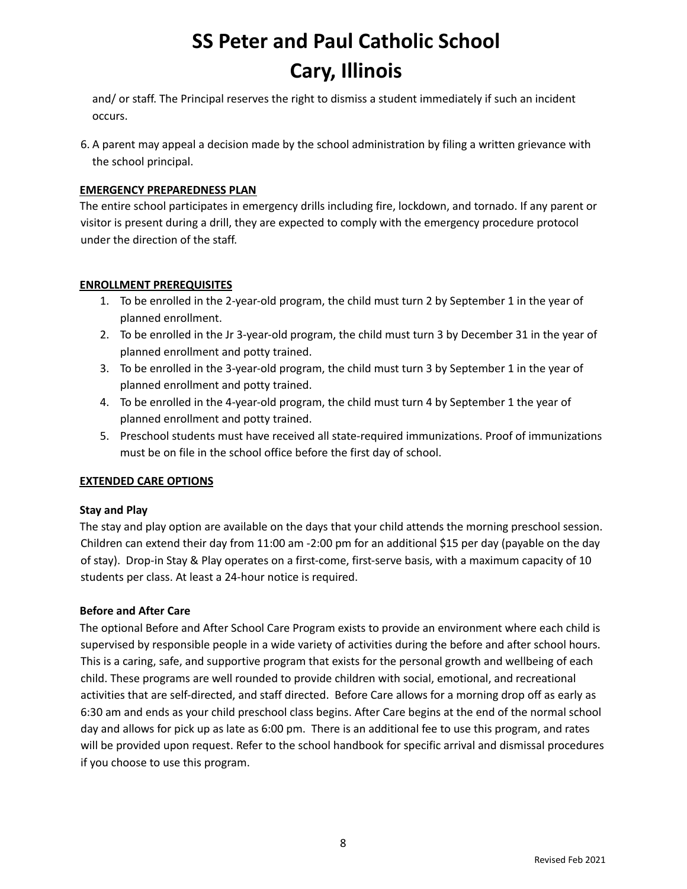and/ or staff. The Principal reserves the right to dismiss a student immediately if such an incident occurs.

6. A parent may appeal a decision made by the school administration by filing a written grievance with the school principal.

## EMERGENCY PREPAREDNESS PLAN

The entire school participates in emergency drills including fire, lockdown, and tornado. If any parent or visitor is present during a drill, they are expected to comply with the emergency procedure protocol under the direction of the staff.

## ENROLLMENT PREREQUISITES

1. To be enrolled in the 2-year-old program, the child must turn 2 by September 1 in the year of planned enrollment.
2. To be enrolled in the Jr 3-year-old program, the child must turn 3 by December 31 in the year of planned enrollment and potty trained.
3. To be enrolled in the 3-year-old program, the child must turn 3 by September 1 in the year of planned enrollment and potty trained.
4. To be enrolled in the 4-year-old program, the child must turn 4 by September 1 the year of planned enrollment and potty trained.
5. Preschool students must have received all state-required immunizations. Proof of immunizations must be on file in the school office before the first day of school.

## EXTENDED CARE OPTIONS

### Stay and Play

The stay and play option are available on the days that your child attends the morning preschool session. Children can extend their day from 11:00 am -2:00 pm for an additional $15 per day (payable on the day of stay). Drop-in Stay & Play operates on a first-come, first-serve basis, with a maximum capacity of 10 students per class. At least a 24-hour notice is required.

### Before and After Care

The optional Before and After School Care Program exists to provide an environment where each child is supervised by responsible people in a wide variety of activities during the before and after school hours. This is a caring, safe, and supportive program that exists for the personal growth and wellbeing of each child. These programs are well rounded to provide children with social, emotional, and recreational activities that are self-directed, and staff directed. Before Care allows for a morning drop off as early as 6:30 am and ends as your child preschool class begins. After Care begins at the end of the normal school day and allows for pick up as late as 6:00 pm. There is an additional fee to use this program, and rates will be provided upon request. Refer to the school handbook for specific arrival and dismissal procedures if you choose to use this program.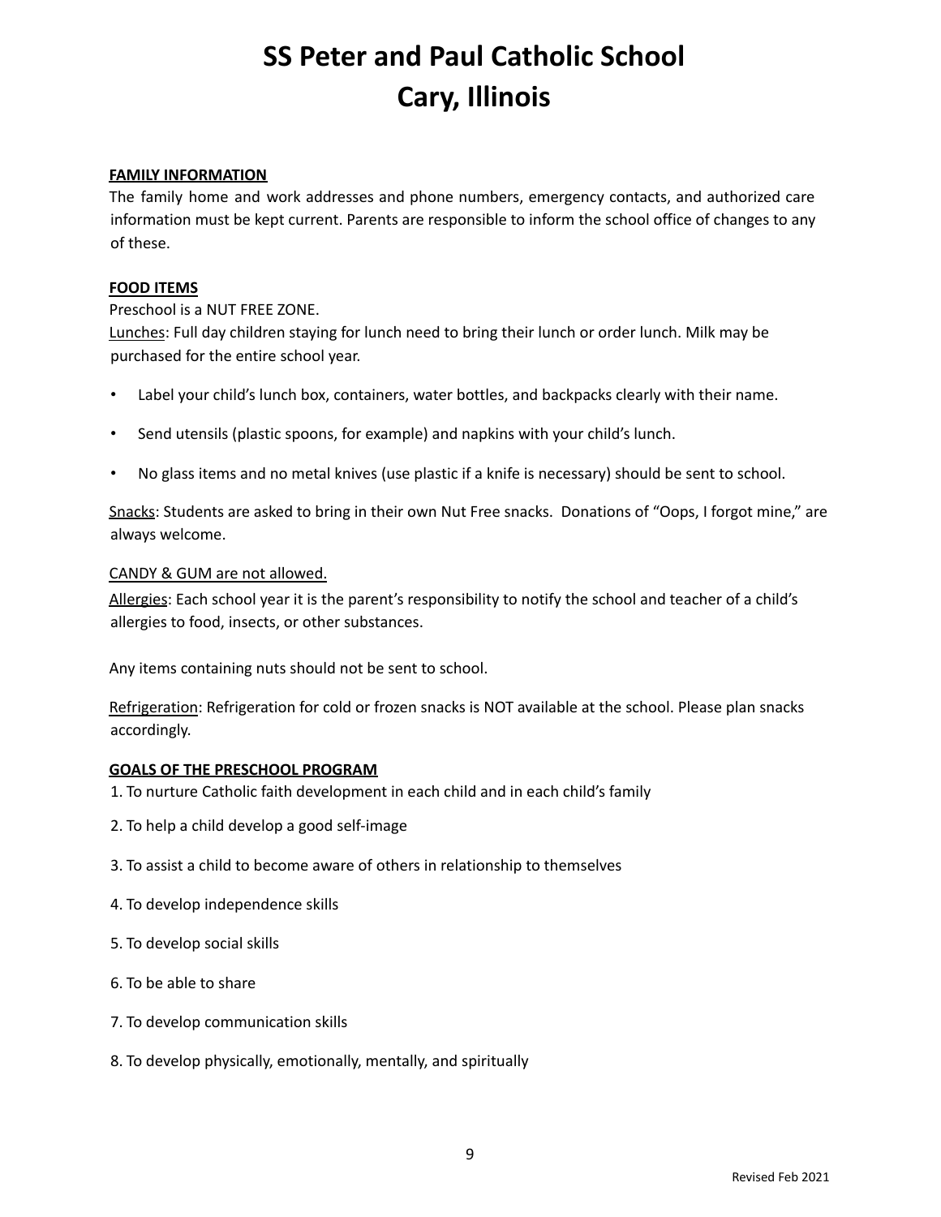# SS Peter and Paul Catholic School
# Cary, Illinois

**FAMILY INFORMATION**

The family home and work addresses and phone numbers, emergency contacts, and authorized care information must be kept current. Parents are responsible to inform the school office of changes to any of these.

**FOOD ITEMS**

Preschool is a NUT FREE ZONE.

Lunches: Full day children staying for lunch need to bring their lunch or order lunch. Milk may be purchased for the entire school year.

- Label your child's lunch box, containers, water bottles, and backpacks clearly with their name.
- Send utensils (plastic spoons, for example) and napkins with your child's lunch.
- No glass items and no metal knives (use plastic if a knife is necessary) should be sent to school.

Snacks: Students are asked to bring in their own Nut Free snacks. Donations of "Oops, I forgot mine," are always welcome.

CANDY & GUM are not allowed.

Allergies: Each school year it is the parent's responsibility to notify the school and teacher of a child's allergies to food, insects, or other substances.

Any items containing nuts should not be sent to school.

Refrigeration: Refrigeration for cold or frozen snacks is NOT available at the school. Please plan snacks accordingly.

**GOALS OF THE PRESCHOOL PROGRAM**

1. To nurture Catholic faith development in each child and in each child's family
2. To help a child develop a good self-image
3. To assist a child to become aware of others in relationship to themselves
4. To develop independence skills
5. To develop social skills
6. To be able to share
7. To develop communication skills
8. To develop physically, emotionally, mentally, and spiritually

Revised Feb 2021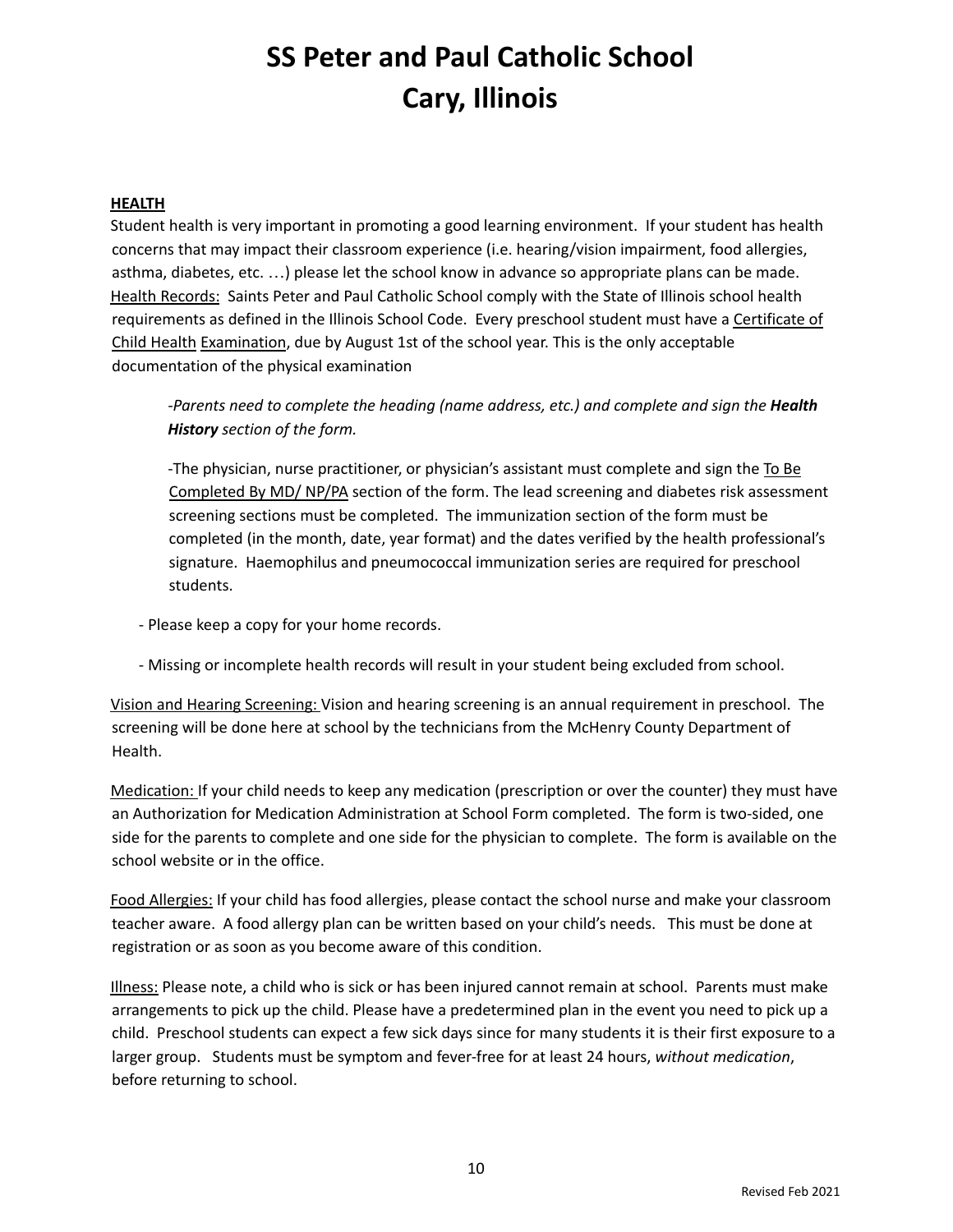# SS Peter and Paul Catholic School
# Cary, Illinois

**HEALTH**

Student health is very important in promoting a good learning environment. If your student has health concerns that may impact their classroom experience (i.e. hearing/vision impairment, food allergies, asthma, diabetes, etc. …) please let the school know in advance so appropriate plans can be made.

Health Records: Saints Peter and Paul Catholic School comply with the State of Illinois school health requirements as defined in the Illinois School Code. Every preschool student must have a Certificate of Child Health Examination, due by August 1st of the school year. This is the only acceptable documentation of the physical examination

*-Parents need to complete the heading (name address, etc.) and complete and sign the **Health History** section of the form.*

-The physician, nurse practitioner, or physician's assistant must complete and sign the To Be Completed By MD/ NP/PA section of the form. The lead screening and diabetes risk assessment screening sections must be completed. The immunization section of the form must be completed (in the month, date, year format) and the dates verified by the health professional's signature. Haemophilus and pneumococcal immunization series are required for preschool students.

- Please keep a copy for your home records.
- Missing or incomplete health records will result in your student being excluded from school.

Vision and Hearing Screening: Vision and hearing screening is an annual requirement in preschool. The screening will be done here at school by the technicians from the McHenry County Department of Health.

Medication: If your child needs to keep any medication (prescription or over the counter) they must have an Authorization for Medication Administration at School Form completed. The form is two-sided, one side for the parents to complete and one side for the physician to complete. The form is available on the school website or in the office.

Food Allergies: If your child has food allergies, please contact the school nurse and make your classroom teacher aware. A food allergy plan can be written based on your child's needs. This must be done at registration or as soon as you become aware of this condition.

Illness: Please note, a child who is sick or has been injured cannot remain at school. Parents must make arrangements to pick up the child. Please have a predetermined plan in the event you need to pick up a child. Preschool students can expect a few sick days since for many students it is their first exposure to a larger group. Students must be symptom and fever-free for at least 24 hours, *without medication*, before returning to school.

Revised Feb 2021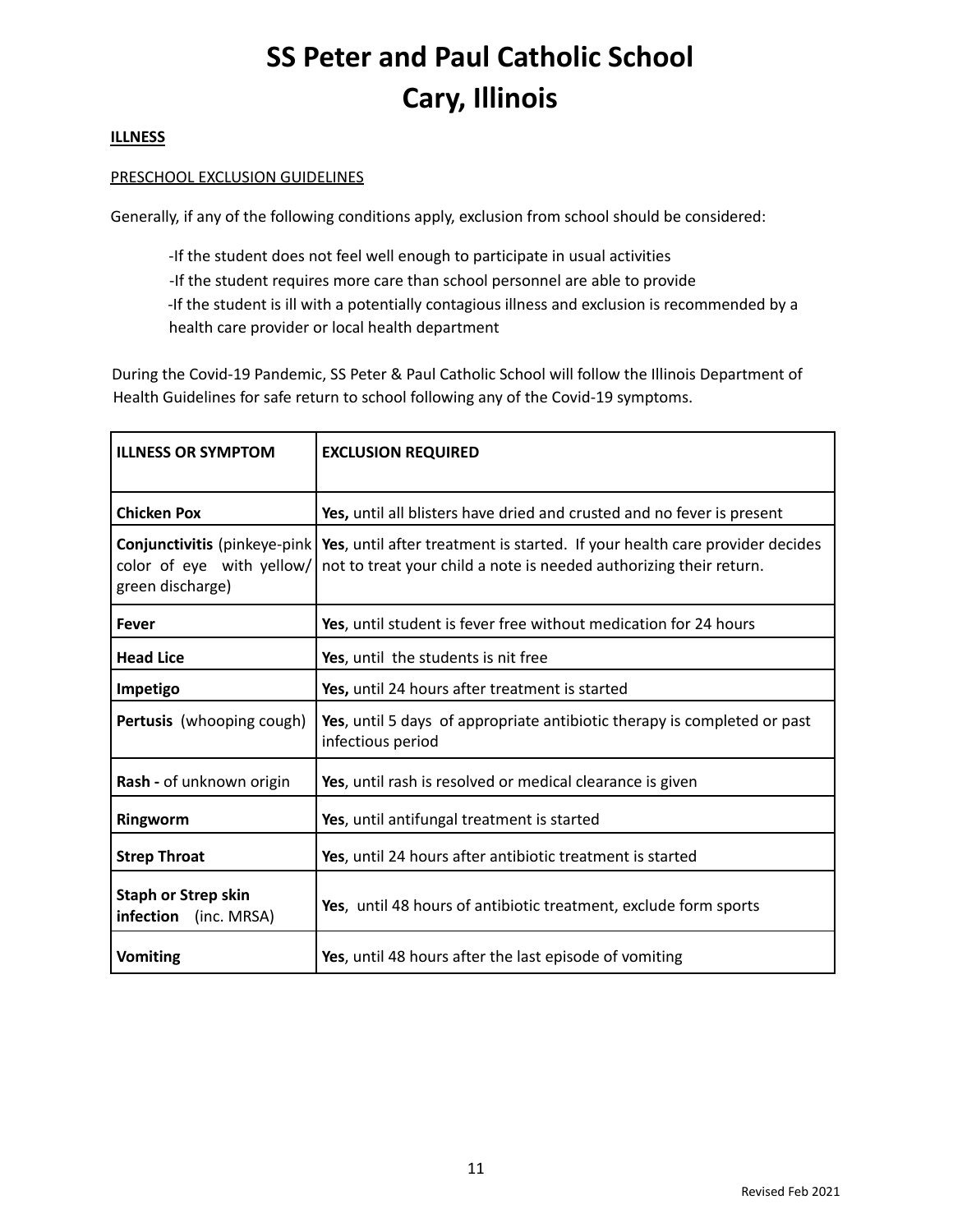# SS Peter and Paul Catholic School
# Cary, Illinois

**ILLNESS**

PRESCHOOL EXCLUSION GUIDELINES

Generally, if any of the following conditions apply, exclusion from school should be considered:

-If the student does not feel well enough to participate in usual activities
-If the student requires more care than school personnel are able to provide
-If the student is ill with a potentially contagious illness and exclusion is recommended by a health care provider or local health department

During the Covid-19 Pandemic, SS Peter & Paul Catholic School will follow the Illinois Department of Health Guidelines for safe return to school following any of the Covid-19 symptoms.

| ILLNESS OR SYMPTOM | EXCLUSION REQUIRED |
|---|---|
| **Chicken Pox** | **Yes,** until all blisters have dried and crusted and no fever is present |
| **Conjunctivitis** (pinkeye-pink color of eye with yellow/ green discharge) | **Yes**, until after treatment is started. If your health care provider decides not to treat your child a note is needed authorizing their return. |
| **Fever** | **Yes**, until student is fever free without medication for 24 hours |
| **Head Lice** | **Yes**, until the students is nit free |
| **Impetigo** | **Yes,** until 24 hours after treatment is started |
| **Pertusis** (whooping cough) | **Yes**, until 5 days of appropriate antibiotic therapy is completed or past infectious period |
| **Rash -** of unknown origin | **Yes**, until rash is resolved or medical clearance is given |
| **Ringworm** | **Yes**, until antifungal treatment is started |
| **Strep Throat** | **Yes**, until 24 hours after antibiotic treatment is started |
| **Staph or Strep skin infection** (inc. MRSA) | **Yes**, until 48 hours of antibiotic treatment, exclude form sports |
| **Vomiting** | **Yes**, until 48 hours after the last episode of vomiting |

Revised Feb 2021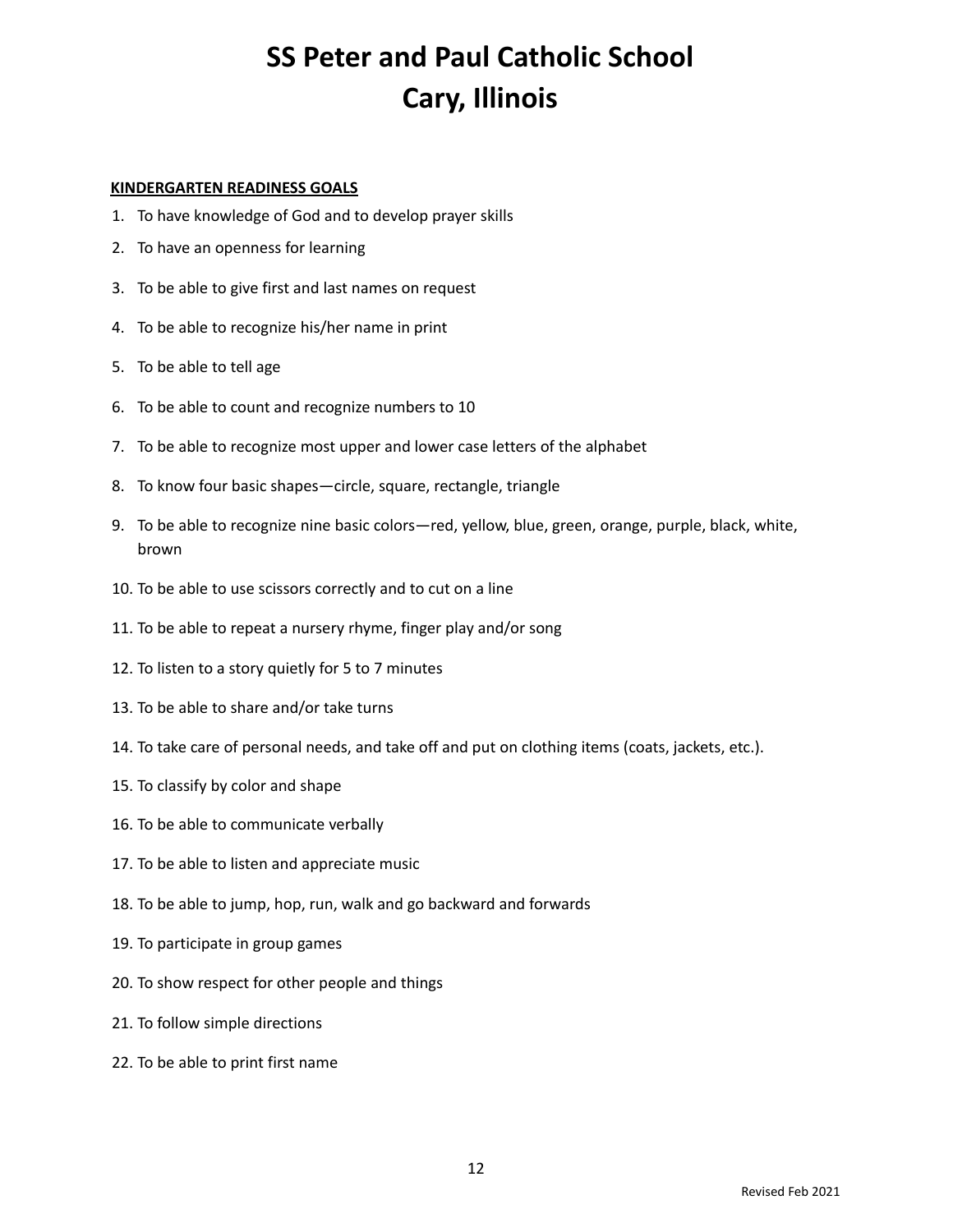# SS Peter and Paul Catholic School
# Cary, Illinois

**KINDERGARTEN READINESS GOALS**

1. To have knowledge of God and to develop prayer skills
2. To have an openness for learning
3. To be able to give first and last names on request
4. To be able to recognize his/her name in print
5. To be able to tell age
6. To be able to count and recognize numbers to 10
7. To be able to recognize most upper and lower case letters of the alphabet
8. To know four basic shapes—circle, square, rectangle, triangle
9. To be able to recognize nine basic colors—red, yellow, blue, green, orange, purple, black, white, brown
10. To be able to use scissors correctly and to cut on a line
11. To be able to repeat a nursery rhyme, finger play and/or song
12. To listen to a story quietly for 5 to 7 minutes
13. To be able to share and/or take turns
14. To take care of personal needs, and take off and put on clothing items (coats, jackets, etc.).
15. To classify by color and shape
16. To be able to communicate verbally
17. To be able to listen and appreciate music
18. To be able to jump, hop, run, walk and go backward and forwards
19. To participate in group games
20. To show respect for other people and things
21. To follow simple directions
22. To be able to print first name

Revised Feb 2021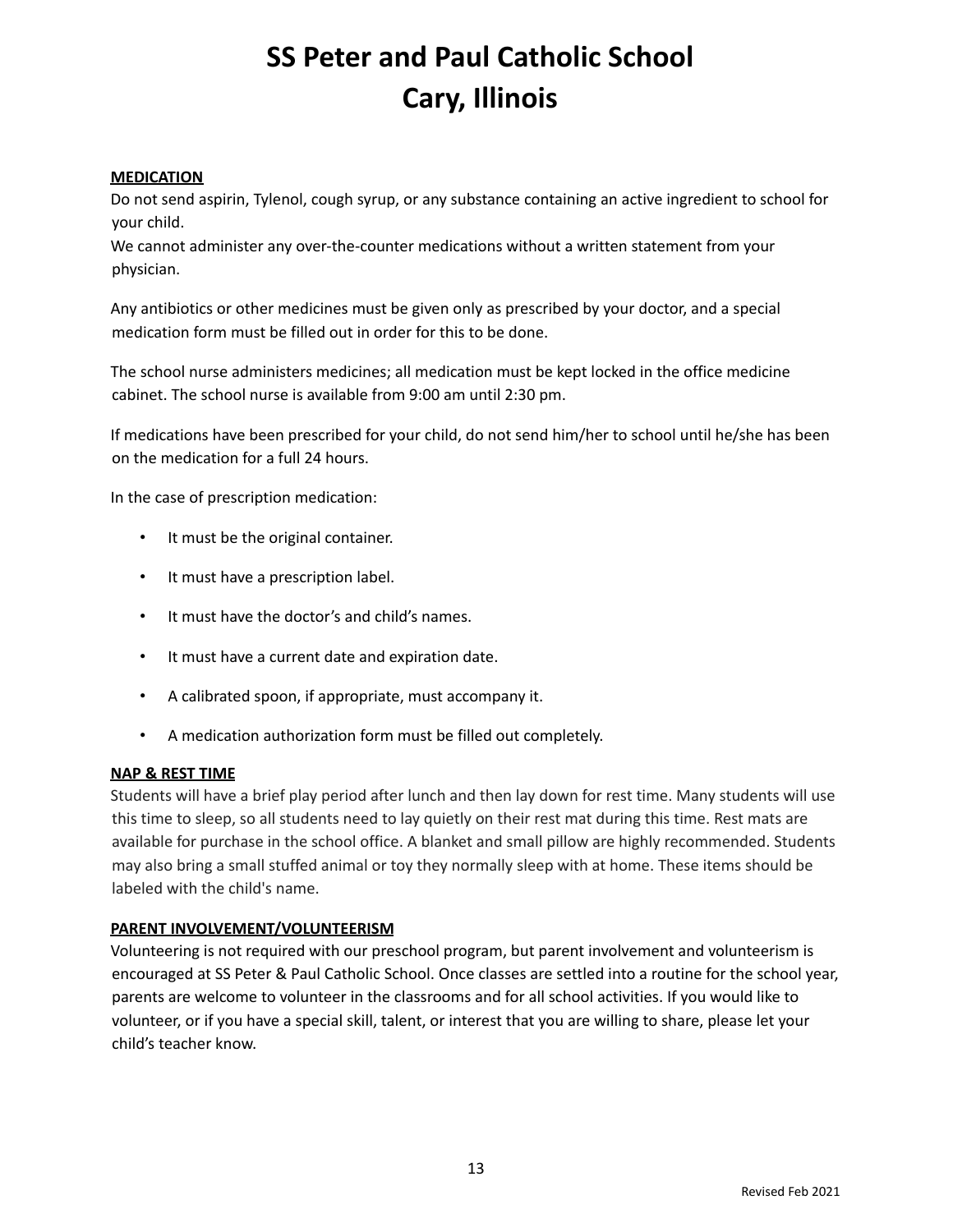## MEDICATION

Do not send aspirin, Tylenol, cough syrup, or any substance containing an active ingredient to school for your child.

We cannot administer any over-the-counter medications without a written statement from your physician.

Any antibiotics or other medicines must be given only as prescribed by your doctor, and a special medication form must be filled out in order for this to be done.

The school nurse administers medicines; all medication must be kept locked in the office medicine cabinet. The school nurse is available from 9:00 am until 2:30 pm.

If medications have been prescribed for your child, do not send him/her to school until he/she has been on the medication for a full 24 hours.

In the case of prescription medication:

- It must be the original container.
- It must have a prescription label.
- It must have the doctor's and child's names.
- It must have a current date and expiration date.
- A calibrated spoon, if appropriate, must accompany it.
- A medication authorization form must be filled out completely.

## NAP & REST TIME

Students will have a brief play period after lunch and then lay down for rest time. Many students will use this time to sleep, so all students need to lay quietly on their rest mat during this time. Rest mats are available for purchase in the school office. A blanket and small pillow are highly recommended. Students may also bring a small stuffed animal or toy they normally sleep with at home. These items should be labeled with the child's name.

## PARENT INVOLVEMENT/VOLUNTEERISM

Volunteering is not required with our preschool program, but parent involvement and volunteerism is encouraged at SS Peter & Paul Catholic School. Once classes are settled into a routine for the school year, parents are welcome to volunteer in the classrooms and for all school activities. If you would like to volunteer, or if you have a special skill, talent, or interest that you are willing to share, please let your child's teacher know.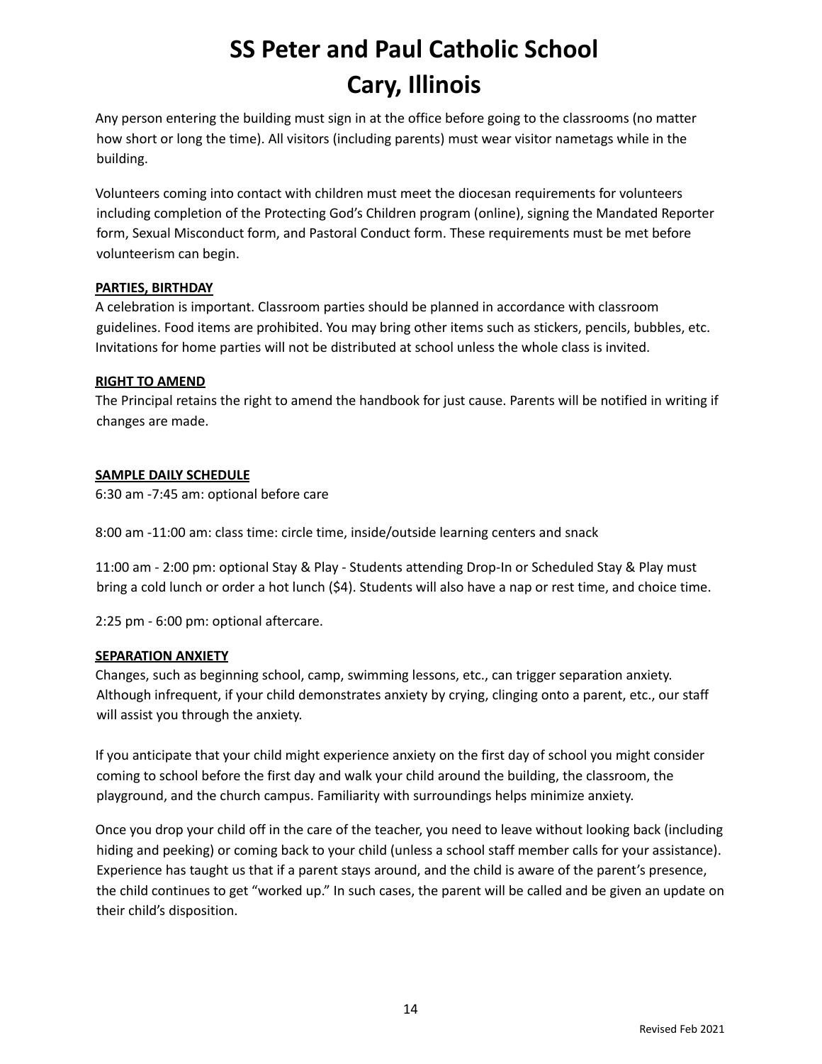Any person entering the building must sign in at the office before going to the classrooms (no matter how short or long the time). All visitors (including parents) must wear visitor nametags while in the building.

Volunteers coming into contact with children must meet the diocesan requirements for volunteers including completion of the Protecting God's Children program (online), signing the Mandated Reporter form, Sexual Misconduct form, and Pastoral Conduct form. These requirements must be met before volunteerism can begin.

**PARTIES, BIRTHDAY**

A celebration is important. Classroom parties should be planned in accordance with classroom guidelines. Food items are prohibited. You may bring other items such as stickers, pencils, bubbles, etc. Invitations for home parties will not be distributed at school unless the whole class is invited.

**RIGHT TO AMEND**

The Principal retains the right to amend the handbook for just cause. Parents will be notified in writing if changes are made.

**SAMPLE DAILY SCHEDULE**

6:30 am -7:45 am: optional before care

8:00 am -11:00 am: class time: circle time, inside/outside learning centers and snack

11:00 am - 2:00 pm: optional Stay & Play - Students attending Drop-In or Scheduled Stay & Play must bring a cold lunch or order a hot lunch ($4). Students will also have a nap or rest time, and choice time.

2:25 pm - 6:00 pm: optional aftercare.

**SEPARATION ANXIETY**

Changes, such as beginning school, camp, swimming lessons, etc., can trigger separation anxiety. Although infrequent, if your child demonstrates anxiety by crying, clinging onto a parent, etc., our staff will assist you through the anxiety.

If you anticipate that your child might experience anxiety on the first day of school you might consider coming to school before the first day and walk your child around the building, the classroom, the playground, and the church campus. Familiarity with surroundings helps minimize anxiety.

Once you drop your child off in the care of the teacher, you need to leave without looking back (including hiding and peeking) or coming back to your child (unless a school staff member calls for your assistance). Experience has taught us that if a parent stays around, and the child is aware of the parent's presence, the child continues to get "worked up." In such cases, the parent will be called and be given an update on their child's disposition.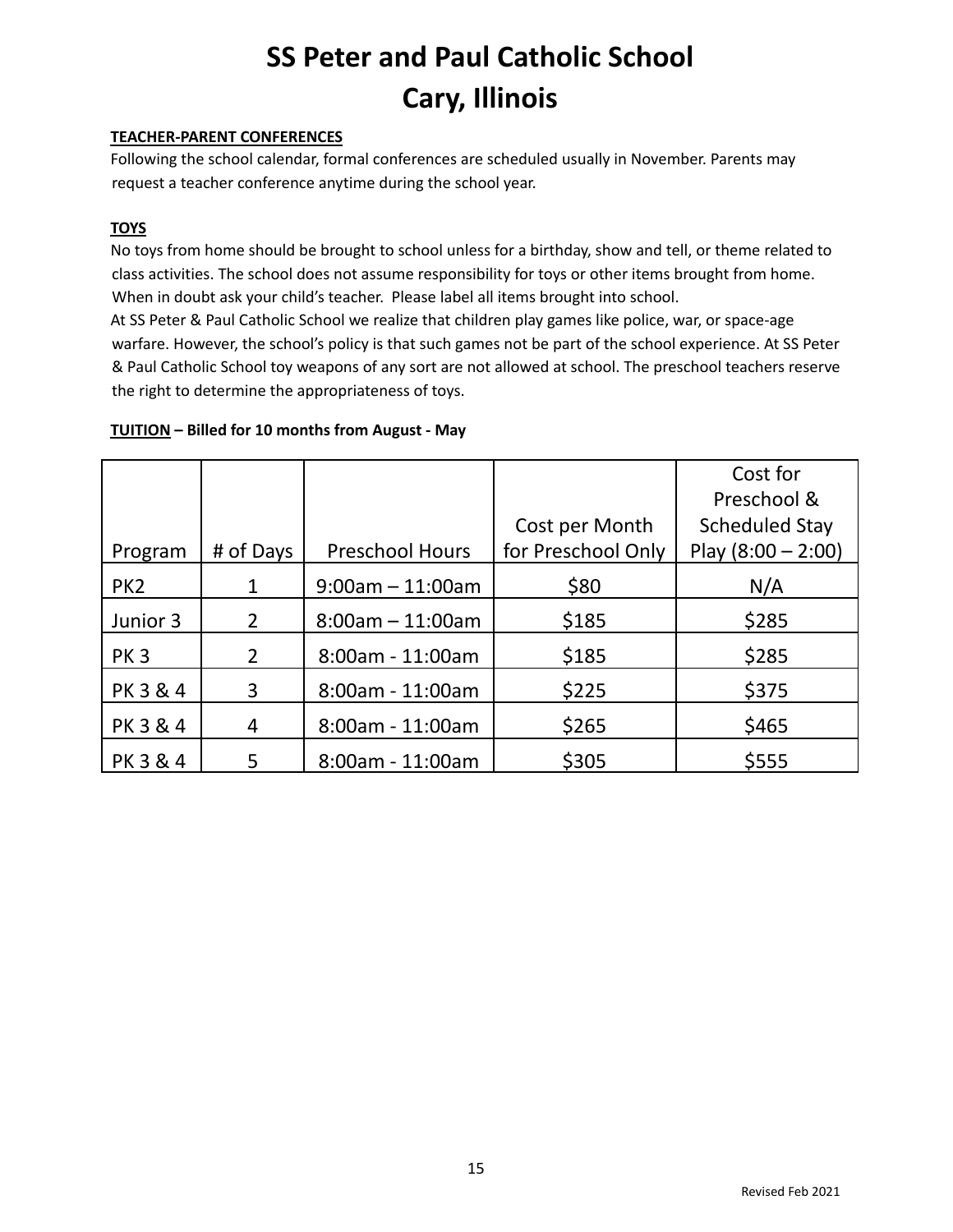# SS Peter and Paul Catholic School
# Cary, Illinois

**TEACHER-PARENT CONFERENCES**

Following the school calendar, formal conferences are scheduled usually in November. Parents may request a teacher conference anytime during the school year.

**TOYS**

No toys from home should be brought to school unless for a birthday, show and tell, or theme related to class activities. The school does not assume responsibility for toys or other items brought from home. When in doubt ask your child's teacher. Please label all items brought into school.

At SS Peter & Paul Catholic School we realize that children play games like police, war, or space-age warfare. However, the school's policy is that such games not be part of the school experience. At SS Peter & Paul Catholic School toy weapons of any sort are not allowed at school. The preschool teachers reserve the right to determine the appropriateness of toys.

**TUITION – Billed for 10 months from August - May**

| Program | # of Days | Preschool Hours | Cost per Month for Preschool Only | Cost for Preschool & Scheduled Stay Play (8:00 – 2:00) |
|---|---|---|---|---|
| PK2 | 1 | 9:00am – 11:00am | $80 | N/A |
| Junior 3 | 2 | 8:00am – 11:00am | $185 | $285 |
| PK 3 | 2 | 8:00am - 11:00am | $185 | $285 |
| PK 3 & 4 | 3 | 8:00am - 11:00am | $225 | $375 |
| PK 3 & 4 | 4 | 8:00am - 11:00am | $265 | $465 |
| PK 3 & 4 | 5 | 8:00am - 11:00am | $305 | $555 |

Revised Feb 2021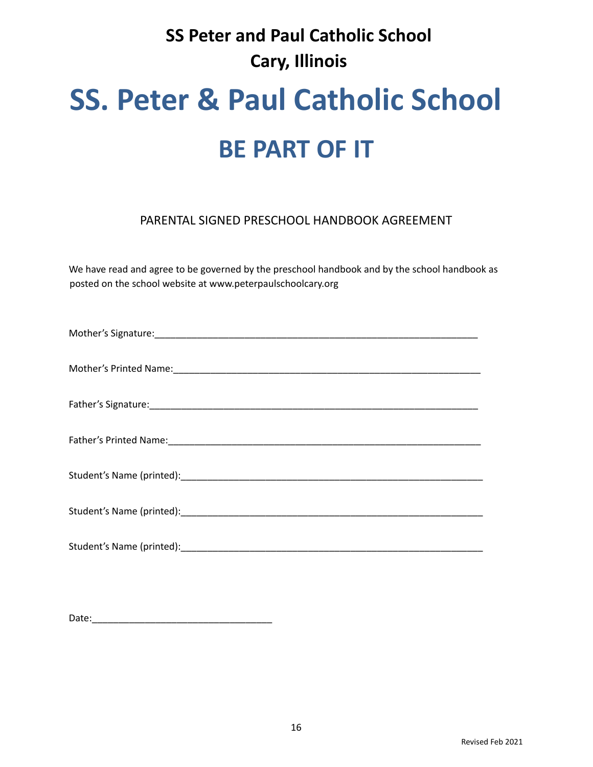**SS Peter and Paul Catholic School**

**Cary, Illinois**

# SS. Peter & Paul Catholic School

## BE PART OF IT

PARENTAL SIGNED PRESCHOOL HANDBOOK AGREEMENT

We have read and agree to be governed by the preschool handbook and by the school handbook as posted on the school website at www.peterpaulschoolcary.org

Mother's Signature:_______________________________________________________________

Mother's Printed Name:____________________________________________________________

Father's Signature:________________________________________________________________

Father's Printed Name:_____________________________________________________________

Student's Name (printed):___________________________________________________________

Student's Name (printed):___________________________________________________________

Student's Name (printed):___________________________________________________________

Date:_________________________________

Revised Feb 2021